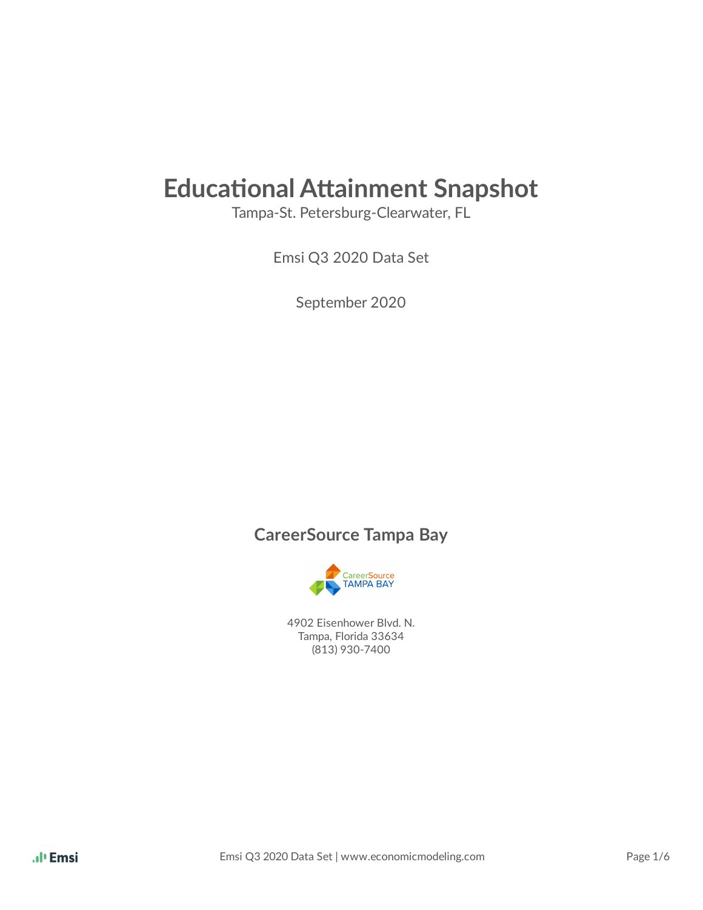# Educational Attainment Snapshot

Tampa-St. Petersburg-Clearwater, FL

Emsi Q3 2020 Data Set

September 2020

## CareerSource Tampa Bay

4902 Eisenhower Blvd. N.
Tampa, Florida 33634
(813) 930-7400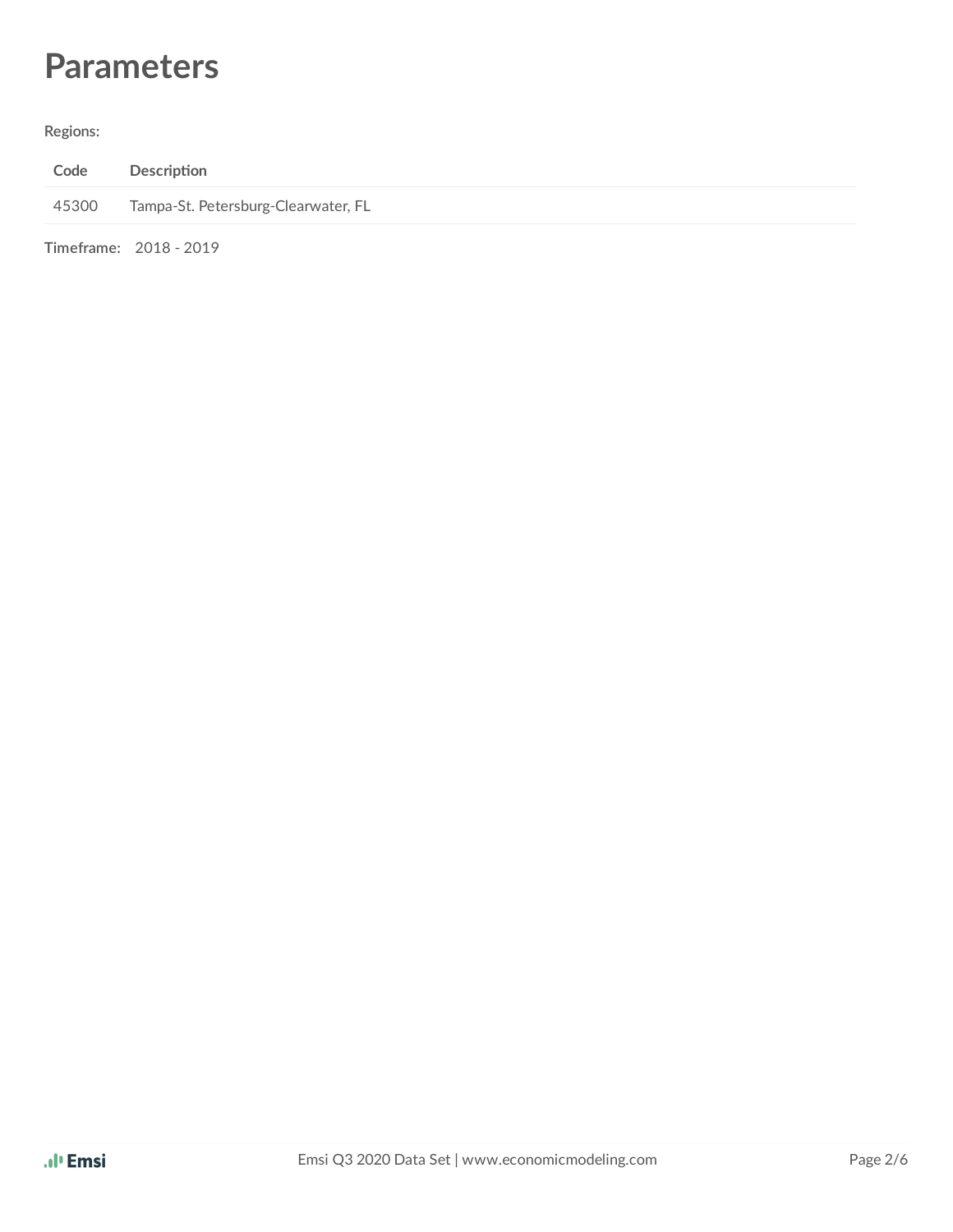# Parameters

**Regions:**

| Code | Description |
|---|---|
| 45300 | Tampa-St. Petersburg-Clearwater, FL |

**Timeframe:** 2018 - 2019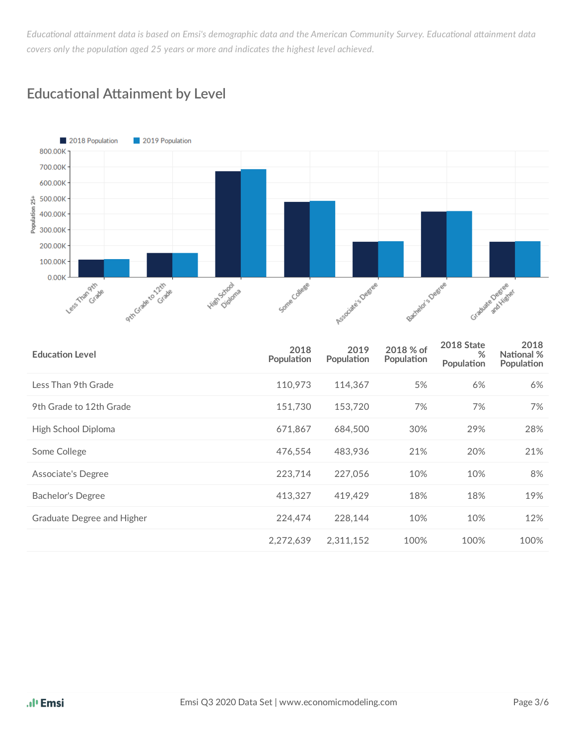*Educational attainment data is based on Emsi's demographic data and the American Community Survey. Educational attainment data covers only the population aged 25 years or more and indicates the highest level achieved.*

## Educational Attainment by Level

| Education Level | 2018 Population | 2019 Population | 2018 % of Population | 2018 State % Population | 2018 National % Population |
|---|---|---|---|---|---|
| Less Than 9th Grade | 110,973 | 114,367 | 5% | 6% | 6% |
| 9th Grade to 12th Grade | 151,730 | 153,720 | 7% | 7% | 7% |
| High School Diploma | 671,867 | 684,500 | 30% | 29% | 28% |
| Some College | 476,554 | 483,936 | 21% | 20% | 21% |
| Associate's Degree | 223,714 | 227,056 | 10% | 10% | 8% |
| Bachelor's Degree | 413,327 | 419,429 | 18% | 18% | 19% |
| Graduate Degree and Higher | 224,474 | 228,144 | 10% | 10% | 12% |
| | 2,272,639 | 2,311,152 | 100% | 100% | 100% |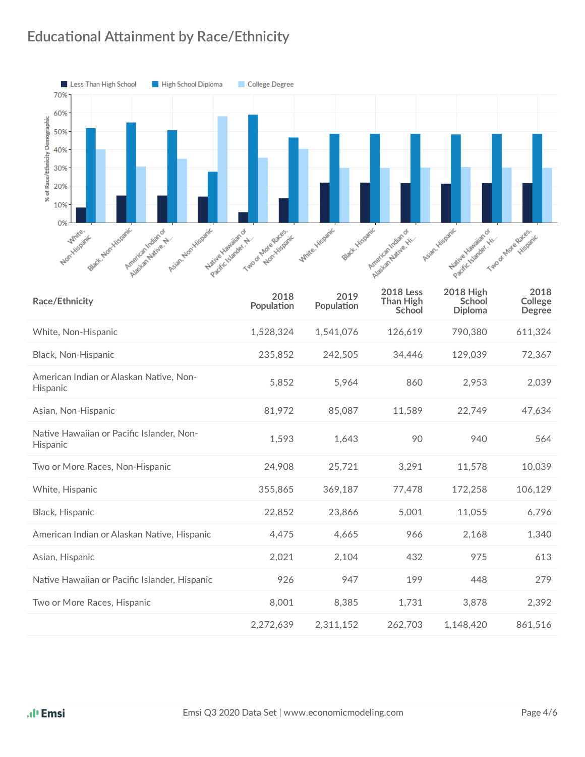## Educational Attainment by Race/Ethnicity

| Race/Ethnicity | 2018 Population | 2019 Population | 2018 Less Than High School | 2018 High School Diploma | 2018 College Degree |
|---|---|---|---|---|---|
| White, Non-Hispanic | 1,528,324 | 1,541,076 | 126,619 | 790,380 | 611,324 |
| Black, Non-Hispanic | 235,852 | 242,505 | 34,446 | 129,039 | 72,367 |
| American Indian or Alaskan Native, Non-Hispanic | 5,852 | 5,964 | 860 | 2,953 | 2,039 |
| Asian, Non-Hispanic | 81,972 | 85,087 | 11,589 | 22,749 | 47,634 |
| Native Hawaiian or Pacific Islander, Non-Hispanic | 1,593 | 1,643 | 90 | 940 | 564 |
| Two or More Races, Non-Hispanic | 24,908 | 25,721 | 3,291 | 11,578 | 10,039 |
| White, Hispanic | 355,865 | 369,187 | 77,478 | 172,258 | 106,129 |
| Black, Hispanic | 22,852 | 23,866 | 5,001 | 11,055 | 6,796 |
| American Indian or Alaskan Native, Hispanic | 4,475 | 4,665 | 966 | 2,168 | 1,340 |
| Asian, Hispanic | 2,021 | 2,104 | 432 | 975 | 613 |
| Native Hawaiian or Pacific Islander, Hispanic | 926 | 947 | 199 | 448 | 279 |
| Two or More Races, Hispanic | 8,001 | 8,385 | 1,731 | 3,878 | 2,392 |
| | 2,272,639 | 2,311,152 | 262,703 | 1,148,420 | 861,516 |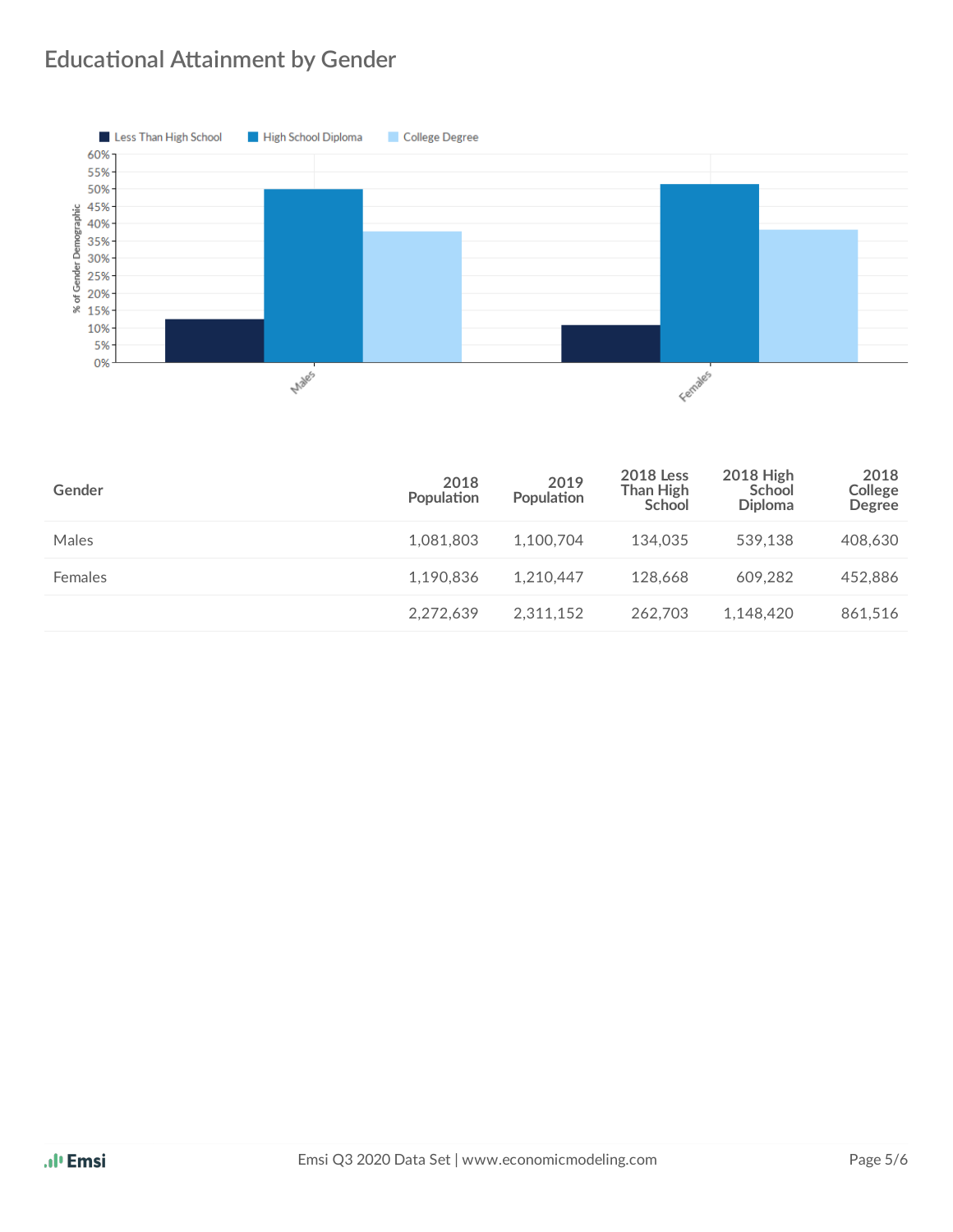## Educational Attainment by Gender

| Gender | 2018 Population | 2019 Population | 2018 Less Than High School | 2018 High School Diploma | 2018 College Degree |
|---|---|---|---|---|---|
| Males | 1,081,803 | 1,100,704 | 134,035 | 539,138 | 408,630 |
| Females | 1,190,836 | 1,210,447 | 128,668 | 609,282 | 452,886 |
| | 2,272,639 | 2,311,152 | 262,703 | 1,148,420 | 861,516 |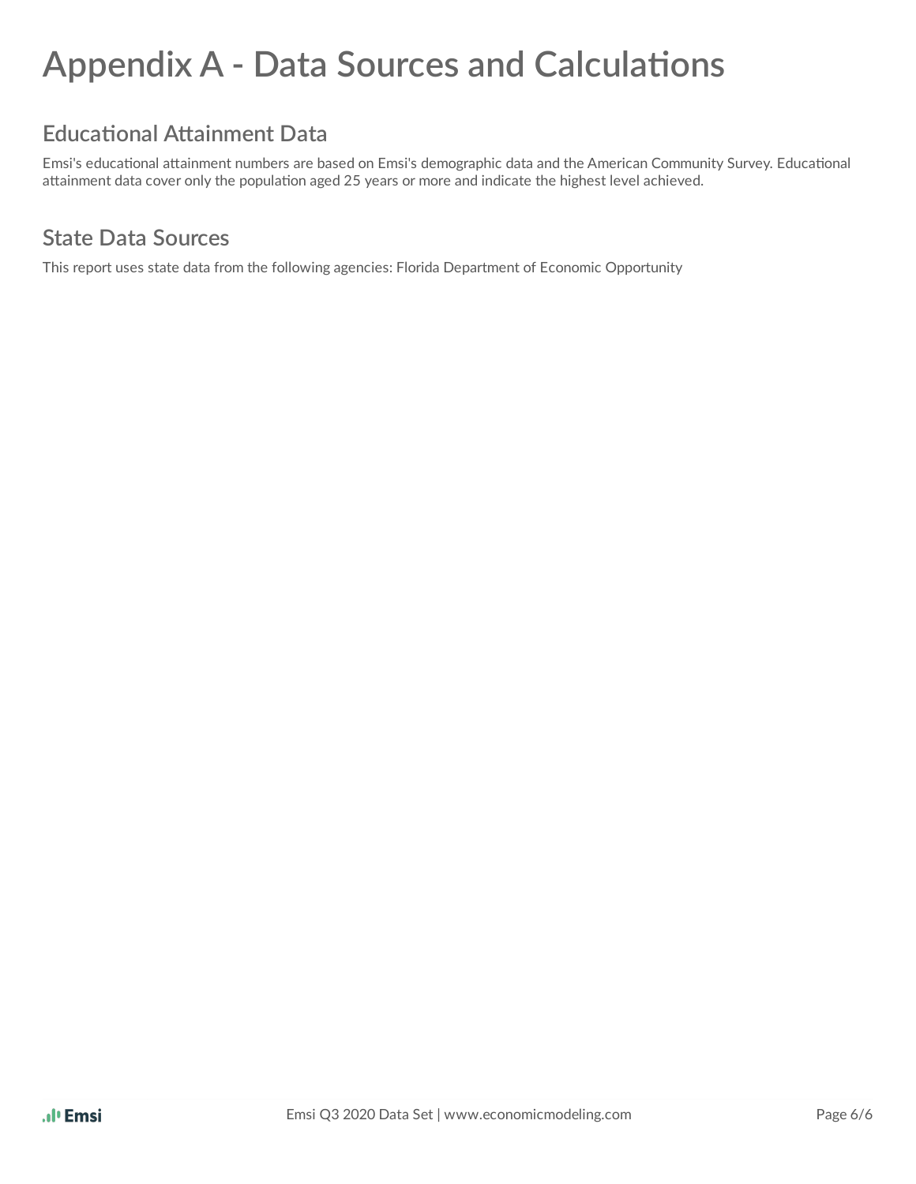# Appendix A - Data Sources and Calculations

## Educational Attainment Data

Emsi's educational attainment numbers are based on Emsi's demographic data and the American Community Survey. Educational attainment data cover only the population aged 25 years or more and indicate the highest level achieved.

## State Data Sources

This report uses state data from the following agencies: Florida Department of Economic Opportunity